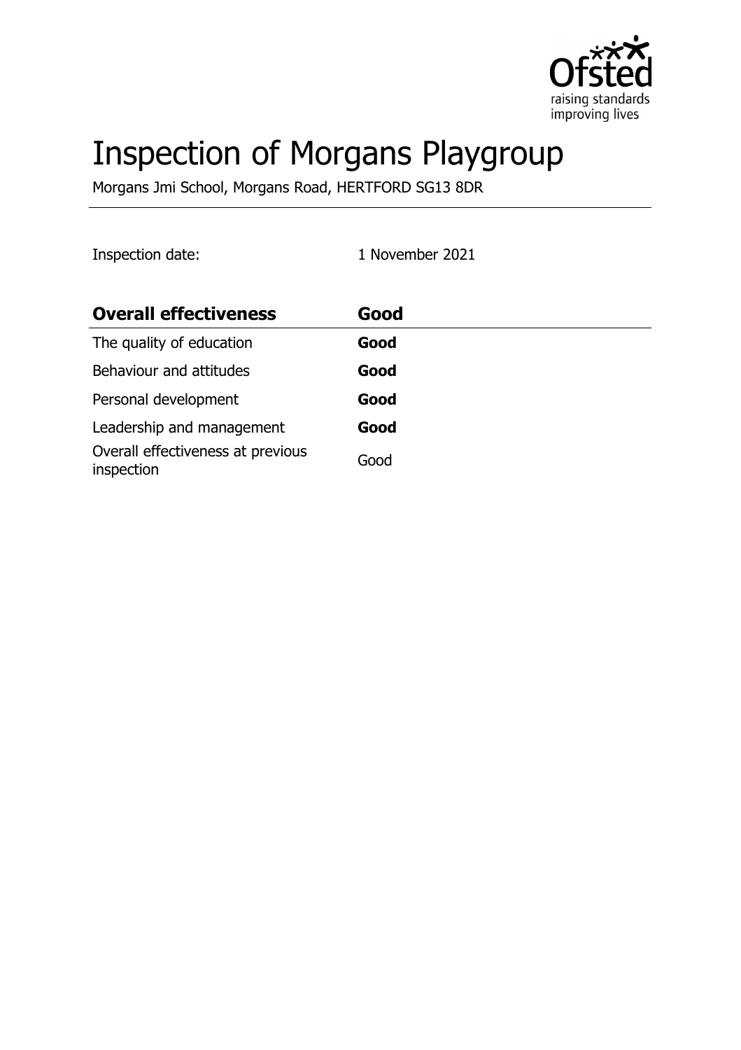# Inspection of Morgans Playgroup

Morgans Jmi School, Morgans Road, HERTFORD SG13 8DR

Inspection date: 1 November 2021

| **Overall effectiveness** | **Good** |
| --- | --- |
| The quality of education | **Good** |
| Behaviour and attitudes | **Good** |
| Personal development | **Good** |
| Leadership and management | **Good** |
| Overall effectiveness at previous inspection | Good |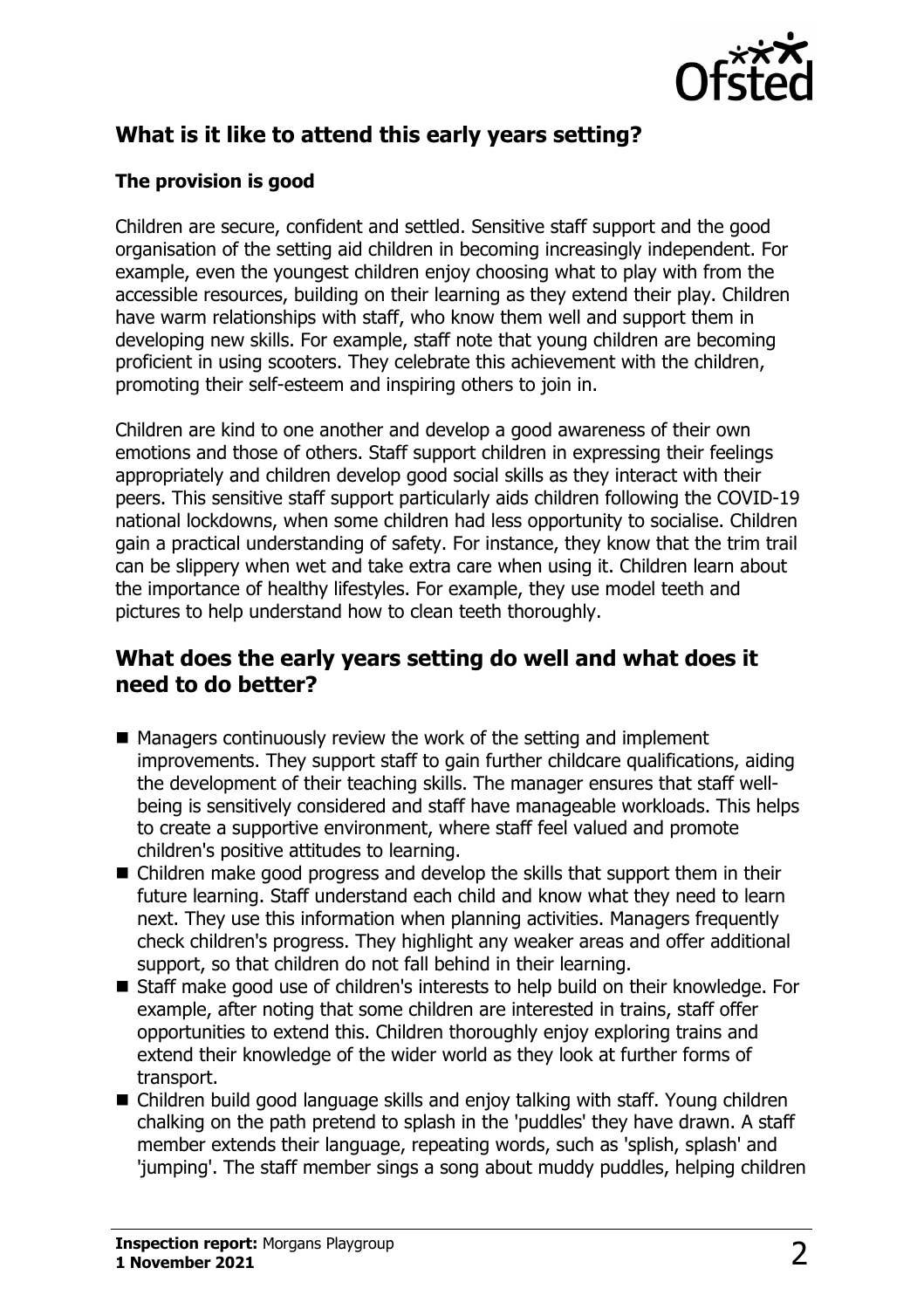## What is it like to attend this early years setting?

### The provision is good

Children are secure, confident and settled. Sensitive staff support and the good organisation of the setting aid children in becoming increasingly independent. For example, even the youngest children enjoy choosing what to play with from the accessible resources, building on their learning as they extend their play. Children have warm relationships with staff, who know them well and support them in developing new skills. For example, staff note that young children are becoming proficient in using scooters. They celebrate this achievement with the children, promoting their self-esteem and inspiring others to join in.

Children are kind to one another and develop a good awareness of their own emotions and those of others. Staff support children in expressing their feelings appropriately and children develop good social skills as they interact with their peers. This sensitive staff support particularly aids children following the COVID-19 national lockdowns, when some children had less opportunity to socialise. Children gain a practical understanding of safety. For instance, they know that the trim trail can be slippery when wet and take extra care when using it. Children learn about the importance of healthy lifestyles. For example, they use model teeth and pictures to help understand how to clean teeth thoroughly.

## What does the early years setting do well and what does it need to do better?

- Managers continuously review the work of the setting and implement improvements. They support staff to gain further childcare qualifications, aiding the development of their teaching skills. The manager ensures that staff well-being is sensitively considered and staff have manageable workloads. This helps to create a supportive environment, where staff feel valued and promote children's positive attitudes to learning.
- Children make good progress and develop the skills that support them in their future learning. Staff understand each child and know what they need to learn next. They use this information when planning activities. Managers frequently check children's progress. They highlight any weaker areas and offer additional support, so that children do not fall behind in their learning.
- Staff make good use of children's interests to help build on their knowledge. For example, after noting that some children are interested in trains, staff offer opportunities to extend this. Children thoroughly enjoy exploring trains and extend their knowledge of the wider world as they look at further forms of transport.
- Children build good language skills and enjoy talking with staff. Young children chalking on the path pretend to splash in the 'puddles' they have drawn. A staff member extends their language, repeating words, such as 'splish, splash' and 'jumping'. The staff member sings a song about muddy puddles, helping children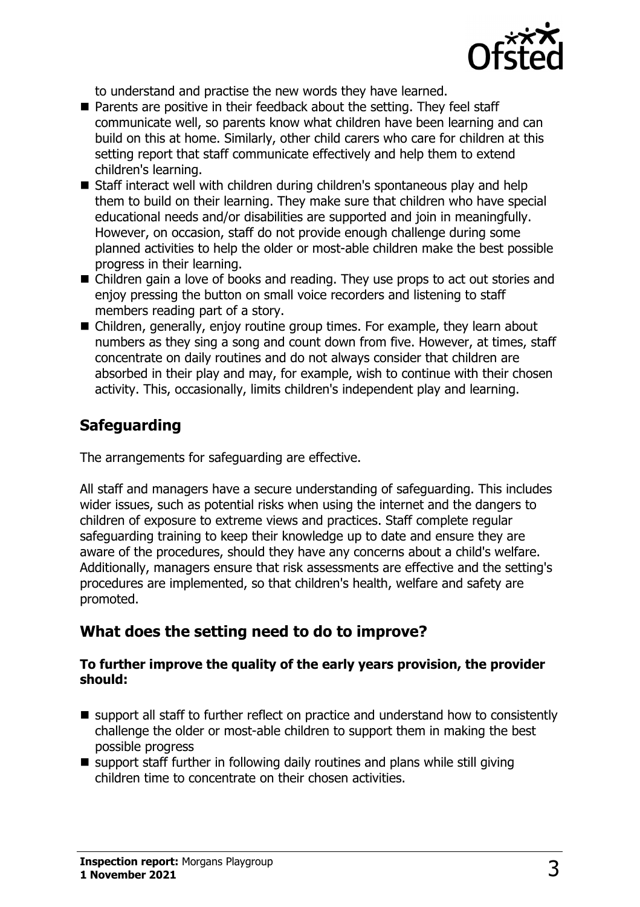to understand and practise the new words they have learned.

- Parents are positive in their feedback about the setting. They feel staff communicate well, so parents know what children have been learning and can build on this at home. Similarly, other child carers who care for children at this setting report that staff communicate effectively and help them to extend children's learning.
- Staff interact well with children during children's spontaneous play and help them to build on their learning. They make sure that children who have special educational needs and/or disabilities are supported and join in meaningfully. However, on occasion, staff do not provide enough challenge during some planned activities to help the older or most-able children make the best possible progress in their learning.
- Children gain a love of books and reading. They use props to act out stories and enjoy pressing the button on small voice recorders and listening to staff members reading part of a story.
- Children, generally, enjoy routine group times. For example, they learn about numbers as they sing a song and count down from five. However, at times, staff concentrate on daily routines and do not always consider that children are absorbed in their play and may, for example, wish to continue with their chosen activity. This, occasionally, limits children's independent play and learning.

## Safeguarding

The arrangements for safeguarding are effective.

All staff and managers have a secure understanding of safeguarding. This includes wider issues, such as potential risks when using the internet and the dangers to children of exposure to extreme views and practices. Staff complete regular safeguarding training to keep their knowledge up to date and ensure they are aware of the procedures, should they have any concerns about a child's welfare. Additionally, managers ensure that risk assessments are effective and the setting's procedures are implemented, so that children's health, welfare and safety are promoted.

## What does the setting need to do to improve?

**To further improve the quality of the early years provision, the provider should:**

- support all staff to further reflect on practice and understand how to consistently challenge the older or most-able children to support them in making the best possible progress
- support staff further in following daily routines and plans while still giving children time to concentrate on their chosen activities.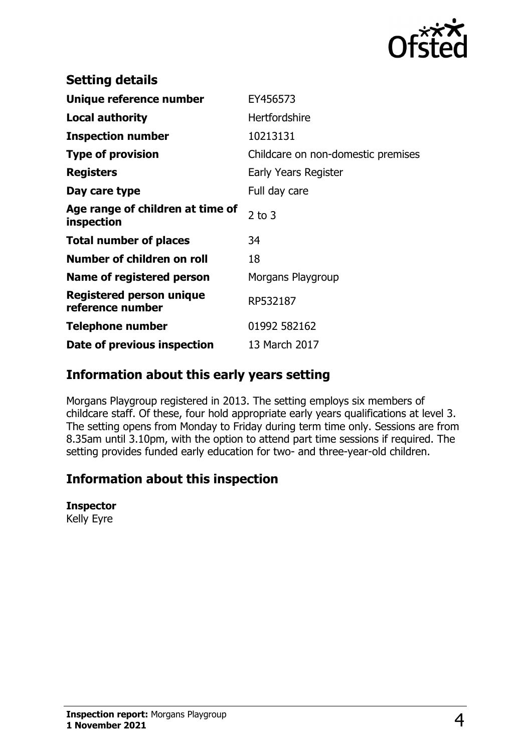## Setting details

| | |
|---|---|
| **Unique reference number** | EY456573 |
| **Local authority** | Hertfordshire |
| **Inspection number** | 10213131 |
| **Type of provision** | Childcare on non-domestic premises |
| **Registers** | Early Years Register |
| **Day care type** | Full day care |
| **Age range of children at time of inspection** | 2 to 3 |
| **Total number of places** | 34 |
| **Number of children on roll** | 18 |
| **Name of registered person** | Morgans Playgroup |
| **Registered person unique reference number** | RP532187 |
| **Telephone number** | 01992 582162 |
| **Date of previous inspection** | 13 March 2017 |

## Information about this early years setting

Morgans Playgroup registered in 2013. The setting employs six members of childcare staff. Of these, four hold appropriate early years qualifications at level 3. The setting opens from Monday to Friday during term time only. Sessions are from 8.35am until 3.10pm, with the option to attend part time sessions if required. The setting provides funded early education for two- and three-year-old children.

## Information about this inspection

**Inspector**
Kelly Eyre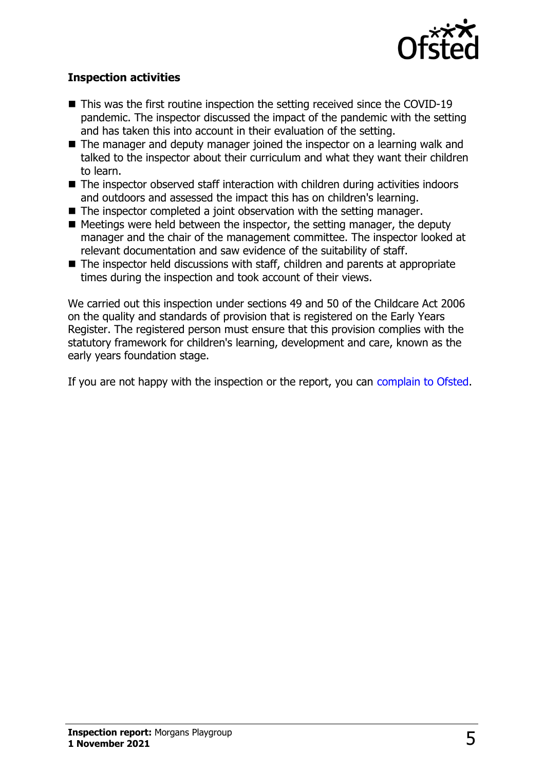### Inspection activities

- This was the first routine inspection the setting received since the COVID-19 pandemic. The inspector discussed the impact of the pandemic with the setting and has taken this into account in their evaluation of the setting.
- The manager and deputy manager joined the inspector on a learning walk and talked to the inspector about their curriculum and what they want their children to learn.
- The inspector observed staff interaction with children during activities indoors and outdoors and assessed the impact this has on children's learning.
- The inspector completed a joint observation with the setting manager.
- Meetings were held between the inspector, the setting manager, the deputy manager and the chair of the management committee. The inspector looked at relevant documentation and saw evidence of the suitability of staff.
- The inspector held discussions with staff, children and parents at appropriate times during the inspection and took account of their views.

We carried out this inspection under sections 49 and 50 of the Childcare Act 2006 on the quality and standards of provision that is registered on the Early Years Register. The registered person must ensure that this provision complies with the statutory framework for children's learning, development and care, known as the early years foundation stage.

If you are not happy with the inspection or the report, you can complain to Ofsted.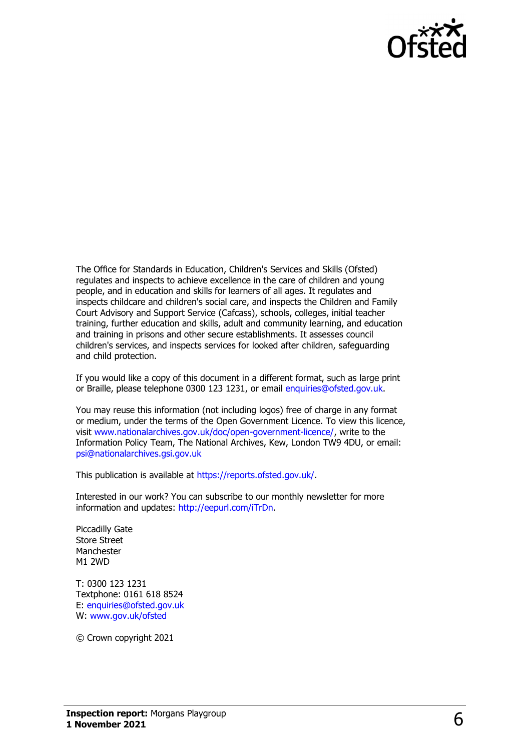The Office for Standards in Education, Children's Services and Skills (Ofsted) regulates and inspects to achieve excellence in the care of children and young people, and in education and skills for learners of all ages. It regulates and inspects childcare and children's social care, and inspects the Children and Family Court Advisory and Support Service (Cafcass), schools, colleges, initial teacher training, further education and skills, adult and community learning, and education and training in prisons and other secure establishments. It assesses council children's services, and inspects services for looked after children, safeguarding and child protection.

If you would like a copy of this document in a different format, such as large print or Braille, please telephone 0300 123 1231, or email enquiries@ofsted.gov.uk.

You may reuse this information (not including logos) free of charge in any format or medium, under the terms of the Open Government Licence. To view this licence, visit www.nationalarchives.gov.uk/doc/open-government-licence/, write to the Information Policy Team, The National Archives, Kew, London TW9 4DU, or email: psi@nationalarchives.gsi.gov.uk

This publication is available at https://reports.ofsted.gov.uk/.

Interested in our work? You can subscribe to our monthly newsletter for more information and updates: http://eepurl.com/iTrDn.

Piccadilly Gate
Store Street
Manchester
M1 2WD

T: 0300 123 1231
Textphone: 0161 618 8524
E: enquiries@ofsted.gov.uk
W: www.gov.uk/ofsted

© Crown copyright 2021